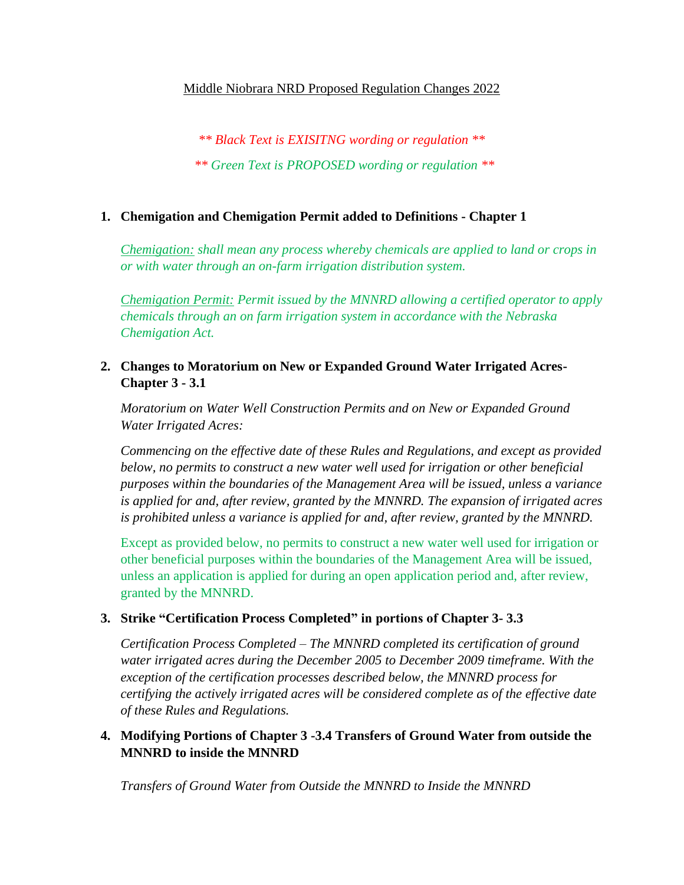# Middle Niobrara NRD Proposed Regulation Changes 2022

*** Black Text is EXISITNG wording or regulation ***

*** Green Text is PROPOSED wording or regulation ***

1. **Chemigation and Chemigation Permit added to Definitions - Chapter 1**

   *Chemigation: shall mean any process whereby chemicals are applied to land or crops in or with water through an on-farm irrigation distribution system.*

   *Chemigation Permit: Permit issued by the MNNRD allowing a certified operator to apply chemicals through an on farm irrigation system in accordance with the Nebraska Chemigation Act.*

2. **Changes to Moratorium on New or Expanded Ground Water Irrigated Acres- Chapter 3 - 3.1**

   *Moratorium on Water Well Construction Permits and on New or Expanded Ground Water Irrigated Acres:*

   *Commencing on the effective date of these Rules and Regulations, and except as provided below, no permits to construct a new water well used for irrigation or other beneficial purposes within the boundaries of the Management Area will be issued, unless a variance is applied for and, after review, granted by the MNNRD. The expansion of irrigated acres is prohibited unless a variance is applied for and, after review, granted by the MNNRD.*

   Except as provided below, no permits to construct a new water well used for irrigation or other beneficial purposes within the boundaries of the Management Area will be issued, unless an application is applied for during an open application period and, after review, granted by the MNNRD.

3. **Strike "Certification Process Completed" in portions of Chapter 3- 3.3**

   *Certification Process Completed – The MNNRD completed its certification of ground water irrigated acres during the December 2005 to December 2009 timeframe. With the exception of the certification processes described below, the MNNRD process for certifying the actively irrigated acres will be considered complete as of the effective date of these Rules and Regulations.*

4. **Modifying Portions of Chapter 3 -3.4 Transfers of Ground Water from outside the MNNRD to inside the MNNRD**

   *Transfers of Ground Water from Outside the MNNRD to Inside the MNNRD*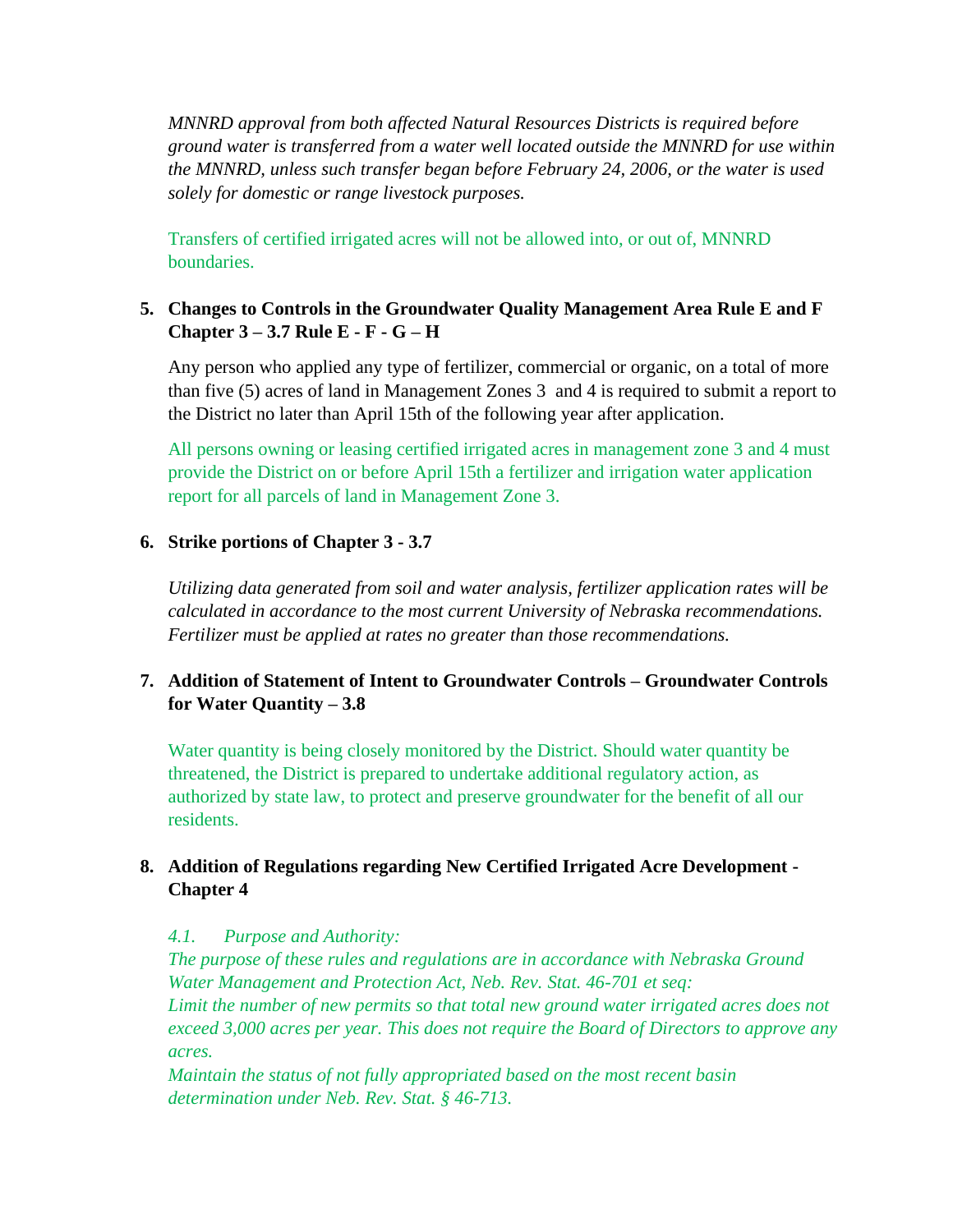*MNNRD approval from both affected Natural Resources Districts is required before ground water is transferred from a water well located outside the MNNRD for use within the MNNRD, unless such transfer began before February 24, 2006, or the water is used solely for domestic or range livestock purposes.*

Transfers of certified irrigated acres will not be allowed into, or out of, MNNRD boundaries.

5. **Changes to Controls in the Groundwater Quality Management Area Rule E and F Chapter 3 – 3.7 Rule E - F - G – H**

   Any person who applied any type of fertilizer, commercial or organic, on a total of more than five (5) acres of land in Management Zones 3 and 4 is required to submit a report to the District no later than April 15th of the following year after application.

   All persons owning or leasing certified irrigated acres in management zone 3 and 4 must provide the District on or before April 15th a fertilizer and irrigation water application report for all parcels of land in Management Zone 3.

6. **Strike portions of Chapter 3 - 3.7**

   *Utilizing data generated from soil and water analysis, fertilizer application rates will be calculated in accordance to the most current University of Nebraska recommendations. Fertilizer must be applied at rates no greater than those recommendations.*

7. **Addition of Statement of Intent to Groundwater Controls – Groundwater Controls for Water Quantity – 3.8**

   Water quantity is being closely monitored by the District. Should water quantity be threatened, the District is prepared to undertake additional regulatory action, as authorized by state law, to protect and preserve groundwater for the benefit of all our residents.

8. **Addition of Regulations regarding New Certified Irrigated Acre Development - Chapter 4**

   *4.1. Purpose and Authority:*
   *The purpose of these rules and regulations are in accordance with Nebraska Ground Water Management and Protection Act, Neb. Rev. Stat. 46-701 et seq:*
   *Limit the number of new permits so that total new ground water irrigated acres does not exceed 3,000 acres per year. This does not require the Board of Directors to approve any acres.*
   *Maintain the status of not fully appropriated based on the most recent basin determination under Neb. Rev. Stat. § 46-713.*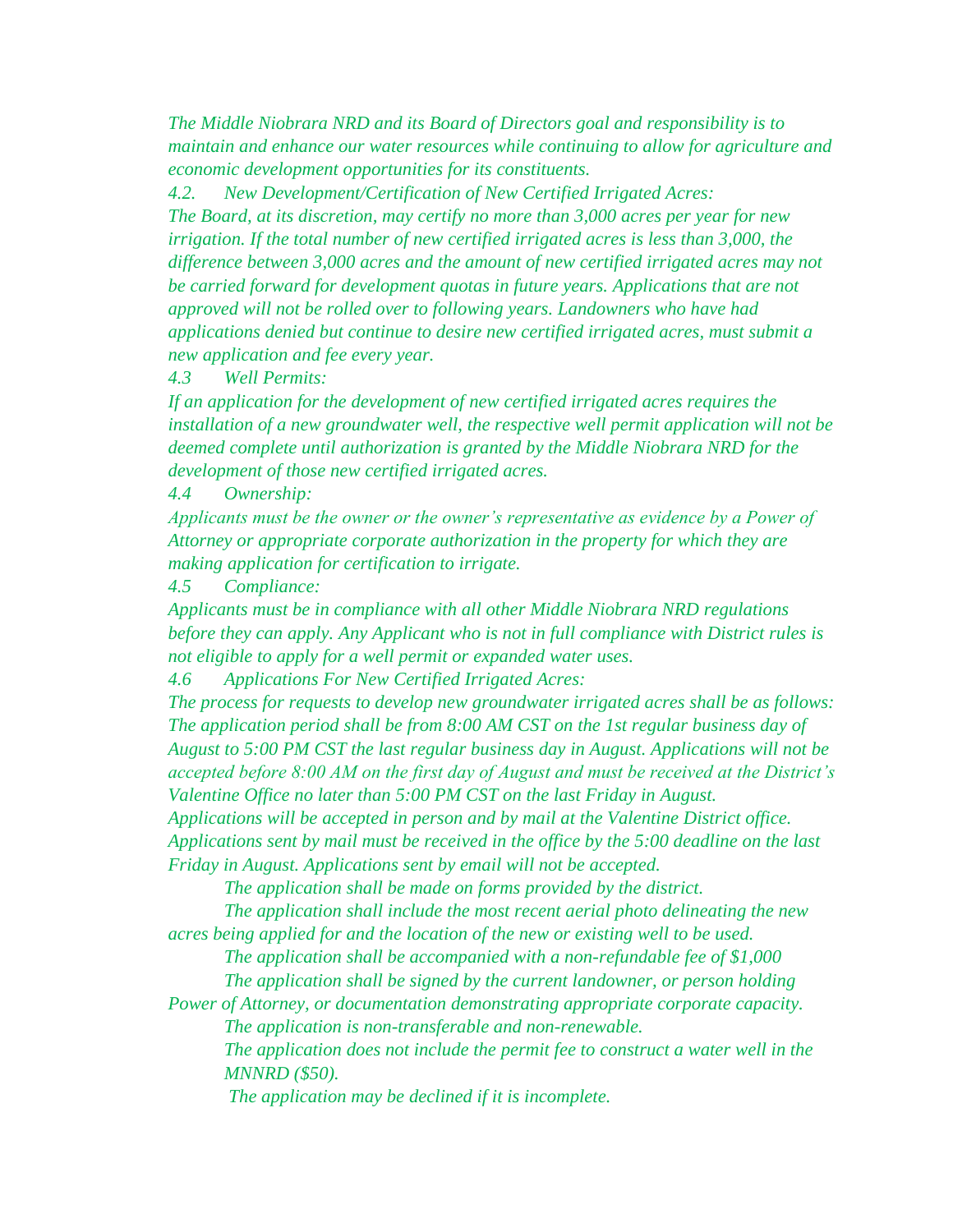*The Middle Niobrara NRD and its Board of Directors goal and responsibility is to maintain and enhance our water resources while continuing to allow for agriculture and economic development opportunities for its constituents.*

*4.2. New Development/Certification of New Certified Irrigated Acres:*

*The Board, at its discretion, may certify no more than 3,000 acres per year for new irrigation. If the total number of new certified irrigated acres is less than 3,000, the difference between 3,000 acres and the amount of new certified irrigated acres may not be carried forward for development quotas in future years. Applications that are not approved will not be rolled over to following years. Landowners who have had applications denied but continue to desire new certified irrigated acres, must submit a new application and fee every year.*

*4.3 Well Permits:*

*If an application for the development of new certified irrigated acres requires the installation of a new groundwater well, the respective well permit application will not be deemed complete until authorization is granted by the Middle Niobrara NRD for the development of those new certified irrigated acres.*

*4.4 Ownership:*

*Applicants must be the owner or the owner's representative as evidence by a Power of Attorney or appropriate corporate authorization in the property for which they are making application for certification to irrigate.*

*4.5 Compliance:*

*Applicants must be in compliance with all other Middle Niobrara NRD regulations before they can apply. Any Applicant who is not in full compliance with District rules is not eligible to apply for a well permit or expanded water uses.*

*4.6 Applications For New Certified Irrigated Acres:*

*The process for requests to develop new groundwater irrigated acres shall be as follows: The application period shall be from 8:00 AM CST on the 1st regular business day of August to 5:00 PM CST the last regular business day in August. Applications will not be accepted before 8:00 AM on the first day of August and must be received at the District's Valentine Office no later than 5:00 PM CST on the last Friday in August. Applications will be accepted in person and by mail at the Valentine District office. Applications sent by mail must be received in the office by the 5:00 deadline on the last Friday in August. Applications sent by email will not be accepted.*

*The application shall be made on forms provided by the district.*

*The application shall include the most recent aerial photo delineating the new acres being applied for and the location of the new or existing well to be used.*

*The application shall be accompanied with a non-refundable fee of $1,000*

*The application shall be signed by the current landowner, or person holding Power of Attorney, or documentation demonstrating appropriate corporate capacity.*

*The application is non-transferable and non-renewable.*

*The application does not include the permit fee to construct a water well in the MNNRD ($50).*

*The application may be declined if it is incomplete.*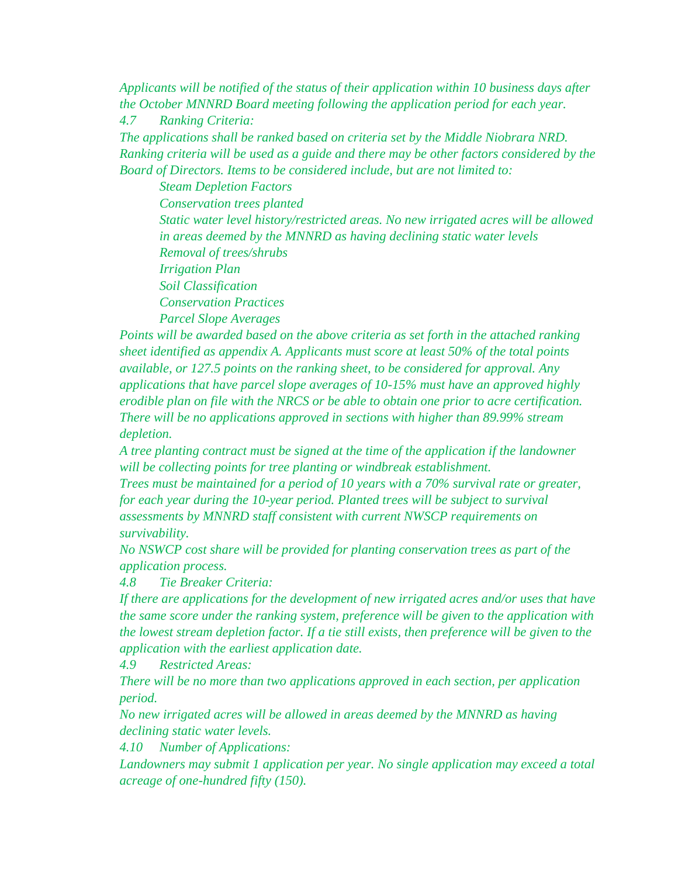*Applicants will be notified of the status of their application within 10 business days after the October MNNRD Board meeting following the application period for each year.*

*4.7 Ranking Criteria:*

*The applications shall be ranked based on criteria set by the Middle Niobrara NRD. Ranking criteria will be used as a guide and there may be other factors considered by the Board of Directors. Items to be considered include, but are not limited to:*

- *Steam Depletion Factors*
- *Conservation trees planted*
- *Static water level history/restricted areas. No new irrigated acres will be allowed in areas deemed by the MNNRD as having declining static water levels*
- *Removal of trees/shrubs*
- *Irrigation Plan*
- *Soil Classification*
- *Conservation Practices*
- *Parcel Slope Averages*

*Points will be awarded based on the above criteria as set forth in the attached ranking sheet identified as appendix A. Applicants must score at least 50% of the total points available, or 127.5 points on the ranking sheet, to be considered for approval. Any applications that have parcel slope averages of 10-15% must have an approved highly erodible plan on file with the NRCS or be able to obtain one prior to acre certification. There will be no applications approved in sections with higher than 89.99% stream depletion.*

*A tree planting contract must be signed at the time of the application if the landowner will be collecting points for tree planting or windbreak establishment.*

*Trees must be maintained for a period of 10 years with a 70% survival rate or greater, for each year during the 10-year period. Planted trees will be subject to survival assessments by MNNRD staff consistent with current NWSCP requirements on survivability.*

*No NSWCP cost share will be provided for planting conservation trees as part of the application process.*

*4.8 Tie Breaker Criteria:*

*If there are applications for the development of new irrigated acres and/or uses that have the same score under the ranking system, preference will be given to the application with the lowest stream depletion factor. If a tie still exists, then preference will be given to the application with the earliest application date.*

*4.9 Restricted Areas:*

*There will be no more than two applications approved in each section, per application period.*

*No new irrigated acres will be allowed in areas deemed by the MNNRD as having declining static water levels.*

*4.10 Number of Applications:*

*Landowners may submit 1 application per year. No single application may exceed a total acreage of one-hundred fifty (150).*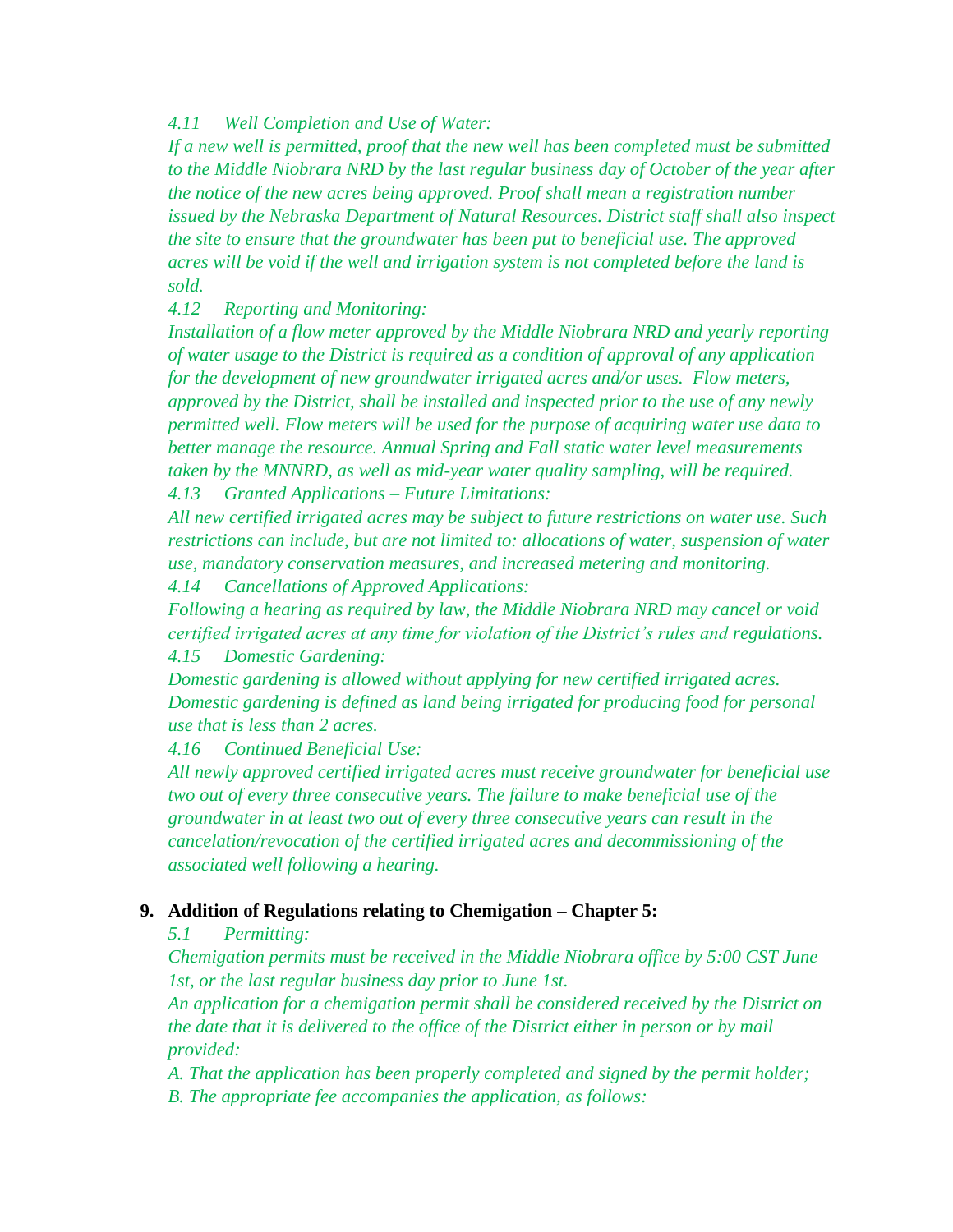*4.11 Well Completion and Use of Water:*

*If a new well is permitted, proof that the new well has been completed must be submitted to the Middle Niobrara NRD by the last regular business day of October of the year after the notice of the new acres being approved. Proof shall mean a registration number issued by the Nebraska Department of Natural Resources. District staff shall also inspect the site to ensure that the groundwater has been put to beneficial use. The approved acres will be void if the well and irrigation system is not completed before the land is sold.*

*4.12 Reporting and Monitoring:*

*Installation of a flow meter approved by the Middle Niobrara NRD and yearly reporting of water usage to the District is required as a condition of approval of any application for the development of new groundwater irrigated acres and/or uses. Flow meters, approved by the District, shall be installed and inspected prior to the use of any newly permitted well. Flow meters will be used for the purpose of acquiring water use data to better manage the resource. Annual Spring and Fall static water level measurements taken by the MNNRD, as well as mid-year water quality sampling, will be required.*

*4.13 Granted Applications – Future Limitations:*

*All new certified irrigated acres may be subject to future restrictions on water use. Such restrictions can include, but are not limited to: allocations of water, suspension of water use, mandatory conservation measures, and increased metering and monitoring.*

*4.14 Cancellations of Approved Applications:*

*Following a hearing as required by law, the Middle Niobrara NRD may cancel or void certified irrigated acres at any time for violation of the District's rules and regulations.*

*4.15 Domestic Gardening:*

*Domestic gardening is allowed without applying for new certified irrigated acres. Domestic gardening is defined as land being irrigated for producing food for personal use that is less than 2 acres.*

*4.16 Continued Beneficial Use:*

*All newly approved certified irrigated acres must receive groundwater for beneficial use two out of every three consecutive years. The failure to make beneficial use of the groundwater in at least two out of every three consecutive years can result in the cancelation/revocation of the certified irrigated acres and decommissioning of the associated well following a hearing.*

**9. Addition of Regulations relating to Chemigation – Chapter 5:**

*5.1 Permitting:*

*Chemigation permits must be received in the Middle Niobrara office by 5:00 CST June 1st, or the last regular business day prior to June 1st.*

*An application for a chemigation permit shall be considered received by the District on the date that it is delivered to the office of the District either in person or by mail provided:*

*A. That the application has been properly completed and signed by the permit holder;*

*B. The appropriate fee accompanies the application, as follows:*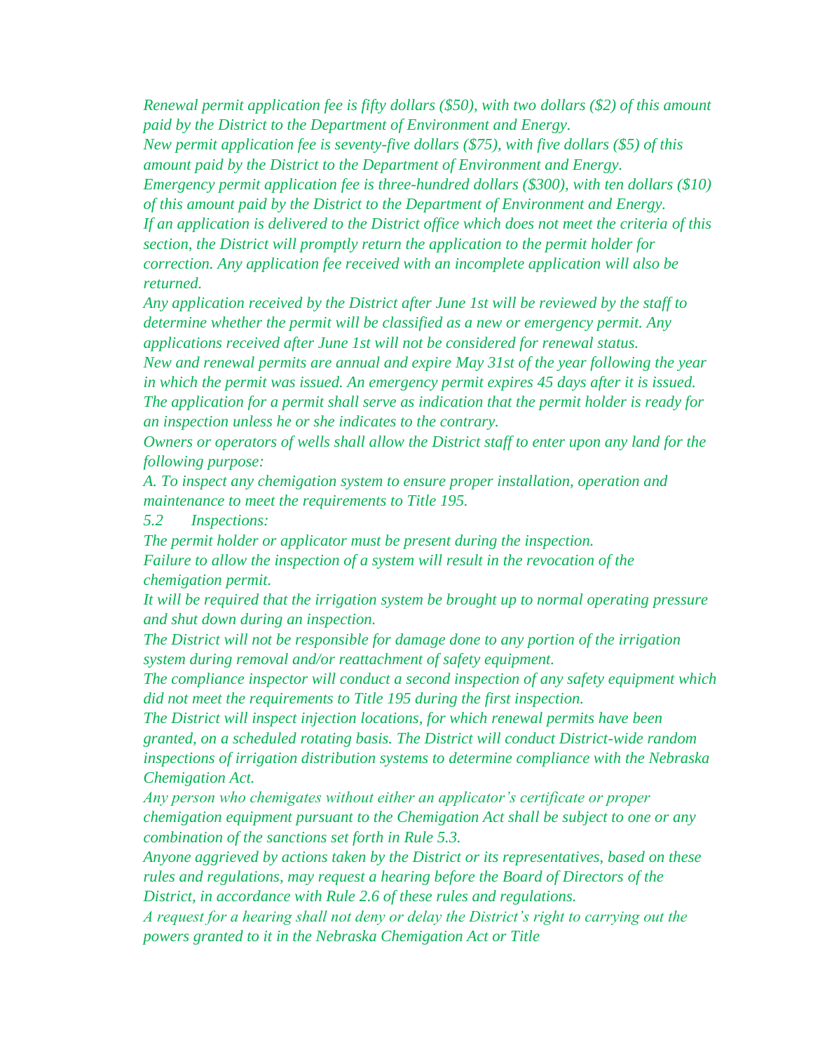*Renewal permit application fee is fifty dollars ($50), with two dollars ($2) of this amount paid by the District to the Department of Environment and Energy.*

*New permit application fee is seventy-five dollars ($75), with five dollars ($5) of this amount paid by the District to the Department of Environment and Energy.*

*Emergency permit application fee is three-hundred dollars ($300), with ten dollars ($10) of this amount paid by the District to the Department of Environment and Energy.*

*If an application is delivered to the District office which does not meet the criteria of this section, the District will promptly return the application to the permit holder for correction. Any application fee received with an incomplete application will also be returned.*

*Any application received by the District after June 1st will be reviewed by the staff to determine whether the permit will be classified as a new or emergency permit. Any applications received after June 1st will not be considered for renewal status.*

*New and renewal permits are annual and expire May 31st of the year following the year in which the permit was issued. An emergency permit expires 45 days after it is issued.*

*The application for a permit shall serve as indication that the permit holder is ready for an inspection unless he or she indicates to the contrary.*

*Owners or operators of wells shall allow the District staff to enter upon any land for the following purpose:*

*A. To inspect any chemigation system to ensure proper installation, operation and maintenance to meet the requirements to Title 195.*

*5.2 Inspections:*

*The permit holder or applicator must be present during the inspection.*

*Failure to allow the inspection of a system will result in the revocation of the chemigation permit.*

*It will be required that the irrigation system be brought up to normal operating pressure and shut down during an inspection.*

*The District will not be responsible for damage done to any portion of the irrigation system during removal and/or reattachment of safety equipment.*

*The compliance inspector will conduct a second inspection of any safety equipment which did not meet the requirements to Title 195 during the first inspection.*

*The District will inspect injection locations, for which renewal permits have been granted, on a scheduled rotating basis. The District will conduct District-wide random inspections of irrigation distribution systems to determine compliance with the Nebraska Chemigation Act.*

*Any person who chemigates without either an applicator's certificate or proper chemigation equipment pursuant to the Chemigation Act shall be subject to one or any combination of the sanctions set forth in Rule 5.3.*

*Anyone aggrieved by actions taken by the District or its representatives, based on these rules and regulations, may request a hearing before the Board of Directors of the District, in accordance with Rule 2.6 of these rules and regulations.*

*A request for a hearing shall not deny or delay the District's right to carrying out the powers granted to it in the Nebraska Chemigation Act or Title*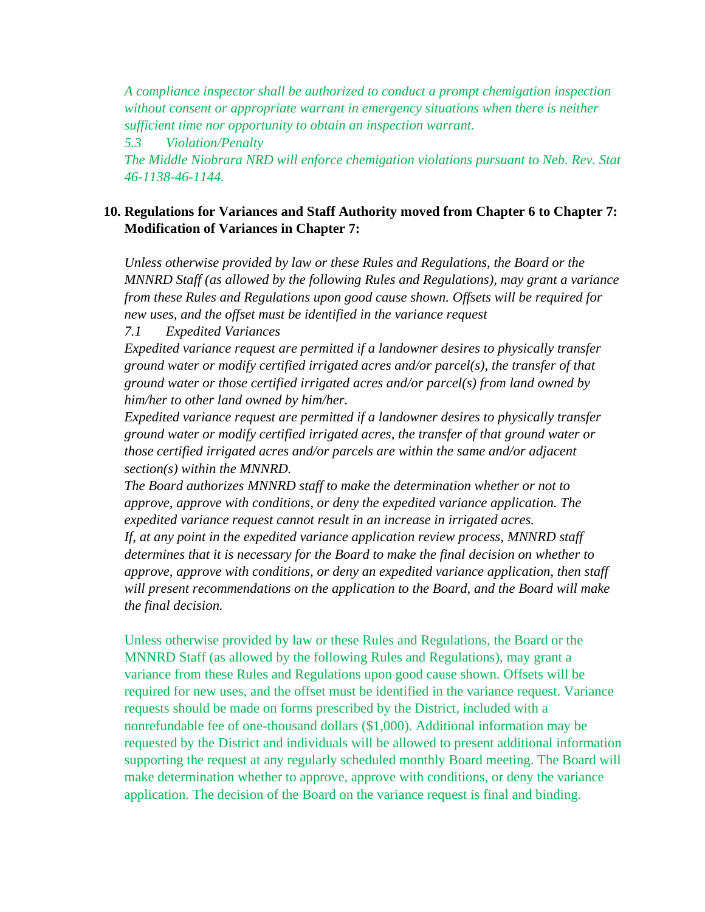*A compliance inspector shall be authorized to conduct a prompt chemigation inspection without consent or appropriate warrant in emergency situations when there is neither sufficient time nor opportunity to obtain an inspection warrant.*

*5.3 Violation/Penalty*

*The Middle Niobrara NRD will enforce chemigation violations pursuant to Neb. Rev. Stat 46-1138-46-1144.*

**10. Regulations for Variances and Staff Authority moved from Chapter 6 to Chapter 7: Modification of Variances in Chapter 7:**

*Unless otherwise provided by law or these Rules and Regulations, the Board or the MNNRD Staff (as allowed by the following Rules and Regulations), may grant a variance from these Rules and Regulations upon good cause shown. Offsets will be required for new uses, and the offset must be identified in the variance request*

*7.1 Expedited Variances*

*Expedited variance request are permitted if a landowner desires to physically transfer ground water or modify certified irrigated acres and/or parcel(s), the transfer of that ground water or those certified irrigated acres and/or parcel(s) from land owned by him/her to other land owned by him/her.*

*Expedited variance request are permitted if a landowner desires to physically transfer ground water or modify certified irrigated acres, the transfer of that ground water or those certified irrigated acres and/or parcels are within the same and/or adjacent section(s) within the MNNRD.*

*The Board authorizes MNNRD staff to make the determination whether or not to approve, approve with conditions, or deny the expedited variance application. The expedited variance request cannot result in an increase in irrigated acres.*

*If, at any point in the expedited variance application review process, MNNRD staff determines that it is necessary for the Board to make the final decision on whether to approve, approve with conditions, or deny an expedited variance application, then staff will present recommendations on the application to the Board, and the Board will make the final decision.*

Unless otherwise provided by law or these Rules and Regulations, the Board or the MNNRD Staff (as allowed by the following Rules and Regulations), may grant a variance from these Rules and Regulations upon good cause shown. Offsets will be required for new uses, and the offset must be identified in the variance request. Variance requests should be made on forms prescribed by the District, included with a nonrefundable fee of one-thousand dollars ($1,000). Additional information may be requested by the District and individuals will be allowed to present additional information supporting the request at any regularly scheduled monthly Board meeting. The Board will make determination whether to approve, approve with conditions, or deny the variance application. The decision of the Board on the variance request is final and binding.